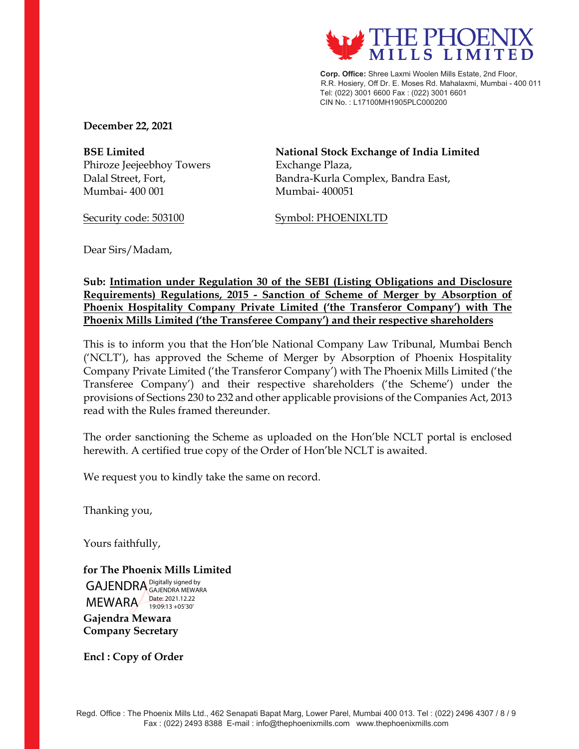**THE PHOENIX MILLS LIMITED**

**Corp. Office:** Shree Laxmi Woolen Mills Estate, 2nd Floor, R.R. Hosiery, Off Dr. E. Moses Rd. Mahalaxmi, Mumbai - 400 011
Tel: (022) 3001 6600 Fax : (022) 3001 6601
CIN No. : L17100MH1905PLC000200

**December 22, 2021**

**BSE Limited**
Phiroze Jeejeebhoy Towers
Dalal Street, Fort,
Mumbai- 400 001

Security code: 503100

**National Stock Exchange of India Limited**
Exchange Plaza,
Bandra-Kurla Complex, Bandra East,
Mumbai- 400051

Symbol: PHOENIXLTD

Dear Sirs/Madam,

**Sub: Intimation under Regulation 30 of the SEBI (Listing Obligations and Disclosure Requirements) Regulations, 2015 - Sanction of Scheme of Merger by Absorption of Phoenix Hospitality Company Private Limited ('the Transferor Company') with The Phoenix Mills Limited ('the Transferee Company') and their respective shareholders**

This is to inform you that the Hon'ble National Company Law Tribunal, Mumbai Bench ('NCLT'), has approved the Scheme of Merger by Absorption of Phoenix Hospitality Company Private Limited ('the Transferor Company') with The Phoenix Mills Limited ('the Transferee Company') and their respective shareholders ('the Scheme') under the provisions of Sections 230 to 232 and other applicable provisions of the Companies Act, 2013 read with the Rules framed thereunder.

The order sanctioning the Scheme as uploaded on the Hon'ble NCLT portal is enclosed herewith. A certified true copy of the Order of Hon'ble NCLT is awaited.

We request you to kindly take the same on record.

Thanking you,

Yours faithfully,

**for The Phoenix Mills Limited**

GAJENDRA MEWARA
Digitally signed by GAJENDRA MEWARA
Date: 2021.12.22 19:09:13 +05'30'

**Gajendra Mewara**
**Company Secretary**

**Encl : Copy of Order**

Regd. Office : The Phoenix Mills Ltd., 462 Senapati Bapat Marg, Lower Parel, Mumbai 400 013. Tel : (022) 2496 4307 / 8 / 9
Fax : (022) 2493 8388 E-mail : info@thephoenixmills.com www.thephoenixmills.com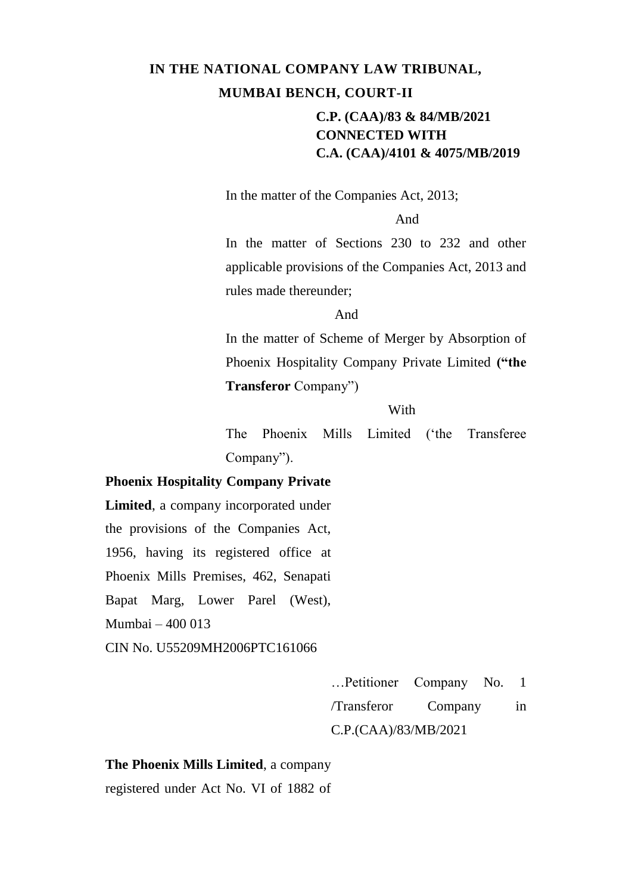**IN THE NATIONAL COMPANY LAW TRIBUNAL,**

**MUMBAI BENCH, COURT-II**

**C.P. (CAA)/83 & 84/MB/2021**
**CONNECTED WITH**
**C.A. (CAA)/4101 & 4075/MB/2019**

In the matter of the Companies Act, 2013;

And

In the matter of Sections 230 to 232 and other applicable provisions of the Companies Act, 2013 and rules made thereunder;

And

In the matter of Scheme of Merger by Absorption of Phoenix Hospitality Company Private Limited **("the Transferor** Company")

With

The Phoenix Mills Limited ('the Transferee Company").

**Phoenix Hospitality Company Private Limited**, a company incorporated under the provisions of the Companies Act, 1956, having its registered office at Phoenix Mills Premises, 462, Senapati Bapat Marg, Lower Parel (West), Mumbai – 400 013
CIN No. U55209MH2006PTC161066

…Petitioner Company No. 1 /Transferor Company in C.P.(CAA)/83/MB/2021

**The Phoenix Mills Limited**, a company registered under Act No. VI of 1882 of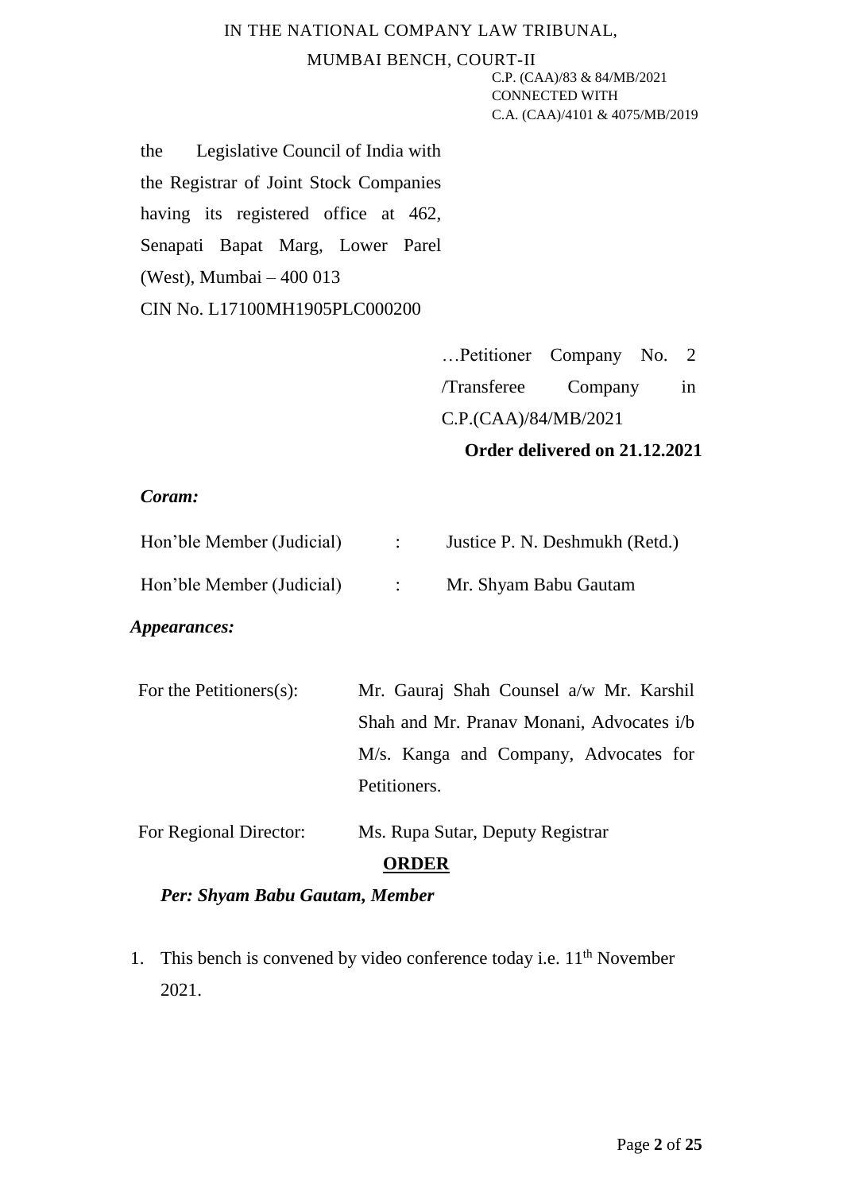the Legislative Council of India with the Registrar of Joint Stock Companies having its registered office at 462, Senapati Bapat Marg, Lower Parel (West), Mumbai – 400 013

CIN No. L17100MH1905PLC000200

…Petitioner Company No. 2 /Transferee Company in C.P.(CAA)/84/MB/2021

**Order delivered on 21.12.2021**

***Coram:***

| | | |
|---|---|---|
| Hon'ble Member (Judicial) | : | Justice P. N. Deshmukh (Retd.) |
| Hon'ble Member (Judicial) | : | Mr. Shyam Babu Gautam |

***Appearances:***

| | |
|---|---|
| For the Petitioners(s): | Mr. Gauraj Shah Counsel a/w Mr. Karshil Shah and Mr. Pranav Monani, Advocates i/b M/s. Kanga and Company, Advocates for Petitioners. |
| For Regional Director: | Ms. Rupa Sutar, Deputy Registrar |

**ORDER**

***Per: Shyam Babu Gautam, Member***

1. This bench is convened by video conference today i.e. 11th November 2021.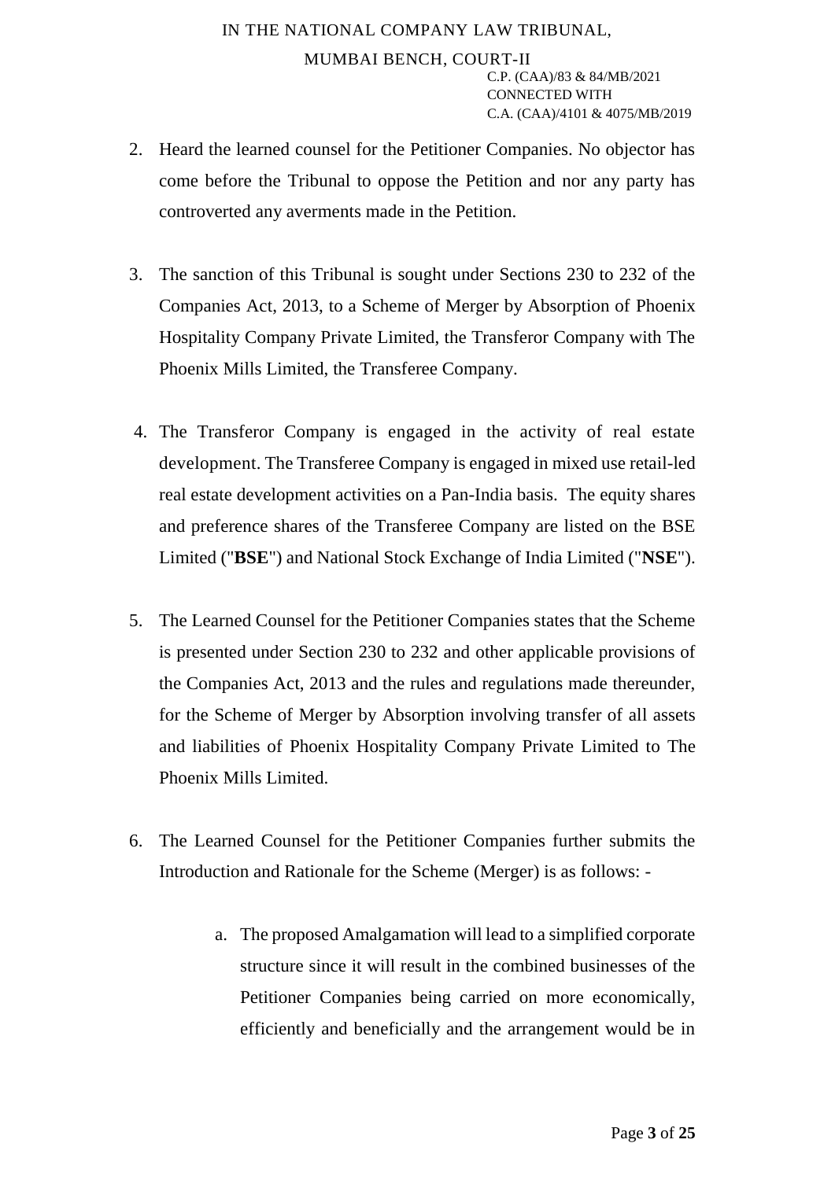2. Heard the learned counsel for the Petitioner Companies. No objector has come before the Tribunal to oppose the Petition and nor any party has controverted any averments made in the Petition.

3. The sanction of this Tribunal is sought under Sections 230 to 232 of the Companies Act, 2013, to a Scheme of Merger by Absorption of Phoenix Hospitality Company Private Limited, the Transferor Company with The Phoenix Mills Limited, the Transferee Company.

4. The Transferor Company is engaged in the activity of real estate development. The Transferee Company is engaged in mixed use retail-led real estate development activities on a Pan-India basis. The equity shares and preference shares of the Transferee Company are listed on the BSE Limited ("**BSE**") and National Stock Exchange of India Limited ("**NSE**").

5. The Learned Counsel for the Petitioner Companies states that the Scheme is presented under Section 230 to 232 and other applicable provisions of the Companies Act, 2013 and the rules and regulations made thereunder, for the Scheme of Merger by Absorption involving transfer of all assets and liabilities of Phoenix Hospitality Company Private Limited to The Phoenix Mills Limited.

6. The Learned Counsel for the Petitioner Companies further submits the Introduction and Rationale for the Scheme (Merger) is as follows: -

    a. The proposed Amalgamation will lead to a simplified corporate structure since it will result in the combined businesses of the Petitioner Companies being carried on more economically, efficiently and beneficially and the arrangement would be in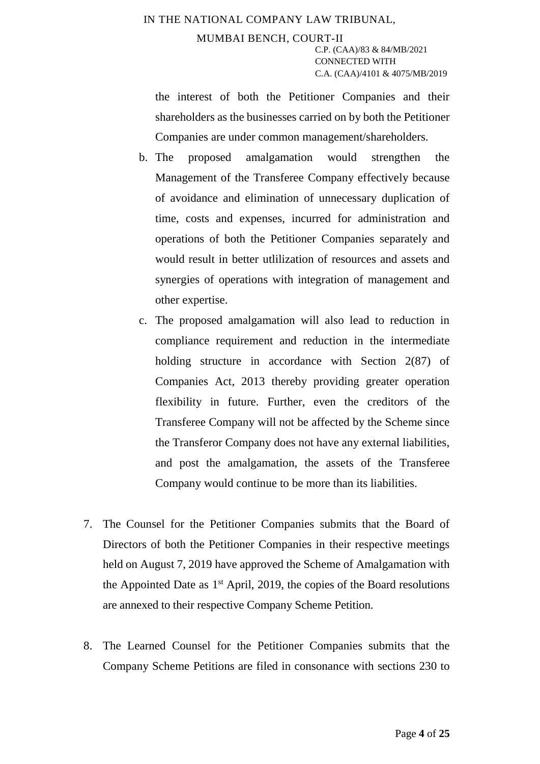the interest of both the Petitioner Companies and their shareholders as the businesses carried on by both the Petitioner Companies are under common management/shareholders.

b. The proposed amalgamation would strengthen the Management of the Transferee Company effectively because of avoidance and elimination of unnecessary duplication of time, costs and expenses, incurred for administration and operations of both the Petitioner Companies separately and would result in better utlilization of resources and assets and synergies of operations with integration of management and other expertise.

c. The proposed amalgamation will also lead to reduction in compliance requirement and reduction in the intermediate holding structure in accordance with Section 2(87) of Companies Act, 2013 thereby providing greater operation flexibility in future. Further, even the creditors of the Transferee Company will not be affected by the Scheme since the Transferor Company does not have any external liabilities, and post the amalgamation, the assets of the Transferee Company would continue to be more than its liabilities.

7. The Counsel for the Petitioner Companies submits that the Board of Directors of both the Petitioner Companies in their respective meetings held on August 7, 2019 have approved the Scheme of Amalgamation with the Appointed Date as 1st April, 2019, the copies of the Board resolutions are annexed to their respective Company Scheme Petition.

8. The Learned Counsel for the Petitioner Companies submits that the Company Scheme Petitions are filed in consonance with sections 230 to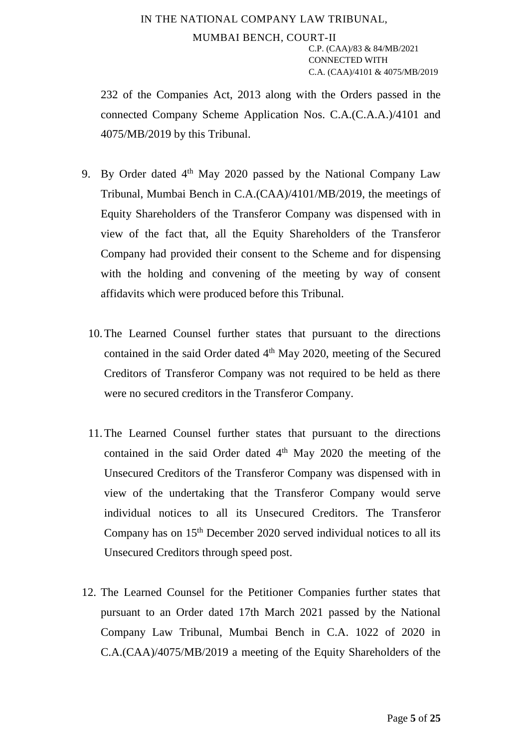232 of the Companies Act, 2013 along with the Orders passed in the connected Company Scheme Application Nos. C.A.(C.A.A.)/4101 and 4075/MB/2019 by this Tribunal.

9. By Order dated 4th May 2020 passed by the National Company Law Tribunal, Mumbai Bench in C.A.(CAA)/4101/MB/2019, the meetings of Equity Shareholders of the Transferor Company was dispensed with in view of the fact that, all the Equity Shareholders of the Transferor Company had provided their consent to the Scheme and for dispensing with the holding and convening of the meeting by way of consent affidavits which were produced before this Tribunal.

10. The Learned Counsel further states that pursuant to the directions contained in the said Order dated 4th May 2020, meeting of the Secured Creditors of Transferor Company was not required to be held as there were no secured creditors in the Transferor Company.

11. The Learned Counsel further states that pursuant to the directions contained in the said Order dated 4th May 2020 the meeting of the Unsecured Creditors of the Transferor Company was dispensed with in view of the undertaking that the Transferor Company would serve individual notices to all its Unsecured Creditors. The Transferor Company has on 15th December 2020 served individual notices to all its Unsecured Creditors through speed post.

12. The Learned Counsel for the Petitioner Companies further states that pursuant to an Order dated 17th March 2021 passed by the National Company Law Tribunal, Mumbai Bench in C.A. 1022 of 2020 in C.A.(CAA)/4075/MB/2019 a meeting of the Equity Shareholders of the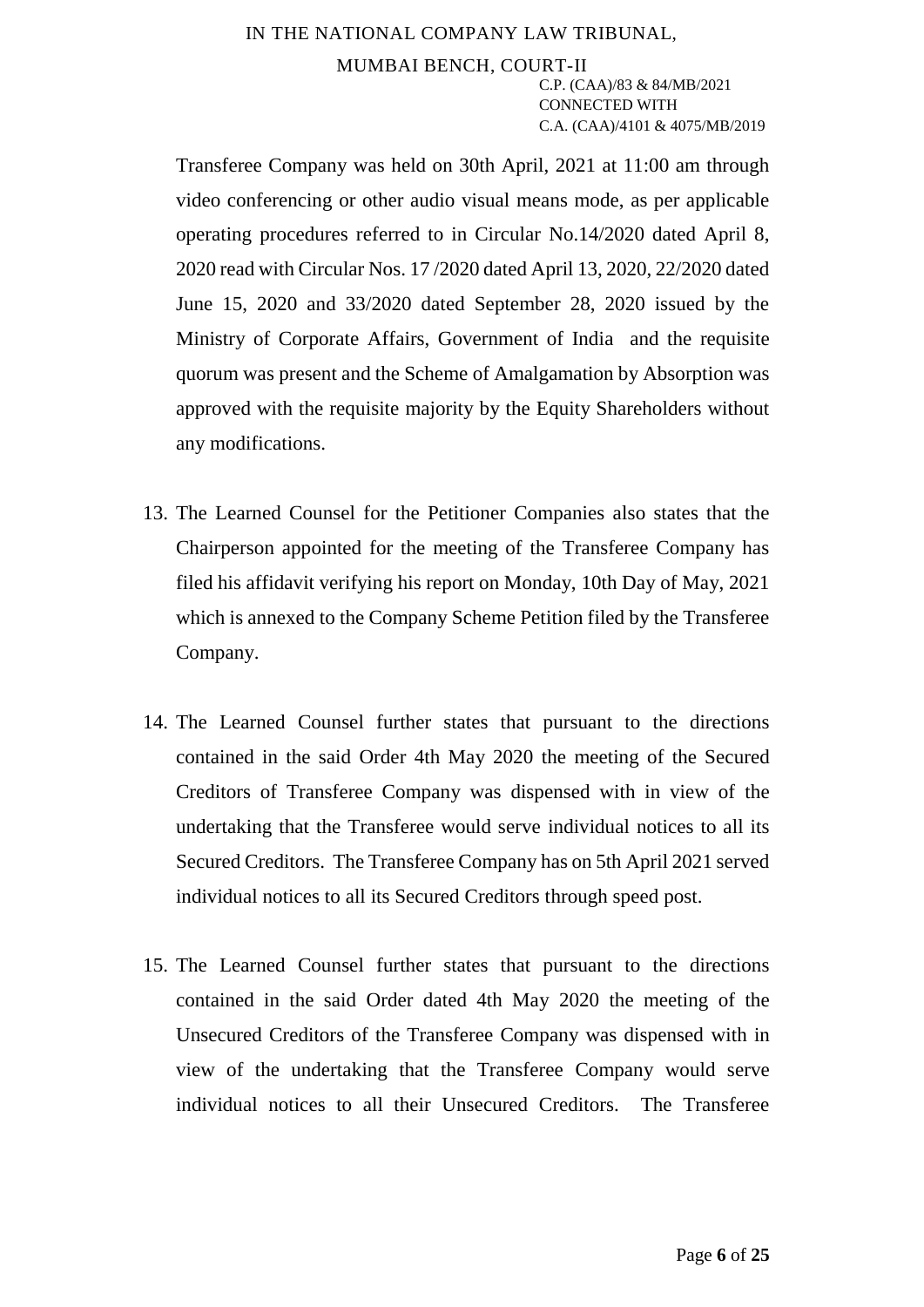Transferee Company was held on 30th April, 2021 at 11:00 am through video conferencing or other audio visual means mode, as per applicable operating procedures referred to in Circular No.14/2020 dated April 8, 2020 read with Circular Nos. 17 /2020 dated April 13, 2020, 22/2020 dated June 15, 2020 and 33/2020 dated September 28, 2020 issued by the Ministry of Corporate Affairs, Government of India and the requisite quorum was present and the Scheme of Amalgamation by Absorption was approved with the requisite majority by the Equity Shareholders without any modifications.

13. The Learned Counsel for the Petitioner Companies also states that the Chairperson appointed for the meeting of the Transferee Company has filed his affidavit verifying his report on Monday, 10th Day of May, 2021 which is annexed to the Company Scheme Petition filed by the Transferee Company.

14. The Learned Counsel further states that pursuant to the directions contained in the said Order 4th May 2020 the meeting of the Secured Creditors of Transferee Company was dispensed with in view of the undertaking that the Transferee would serve individual notices to all its Secured Creditors. The Transferee Company has on 5th April 2021 served individual notices to all its Secured Creditors through speed post.

15. The Learned Counsel further states that pursuant to the directions contained in the said Order dated 4th May 2020 the meeting of the Unsecured Creditors of the Transferee Company was dispensed with in view of the undertaking that the Transferee Company would serve individual notices to all their Unsecured Creditors. The Transferee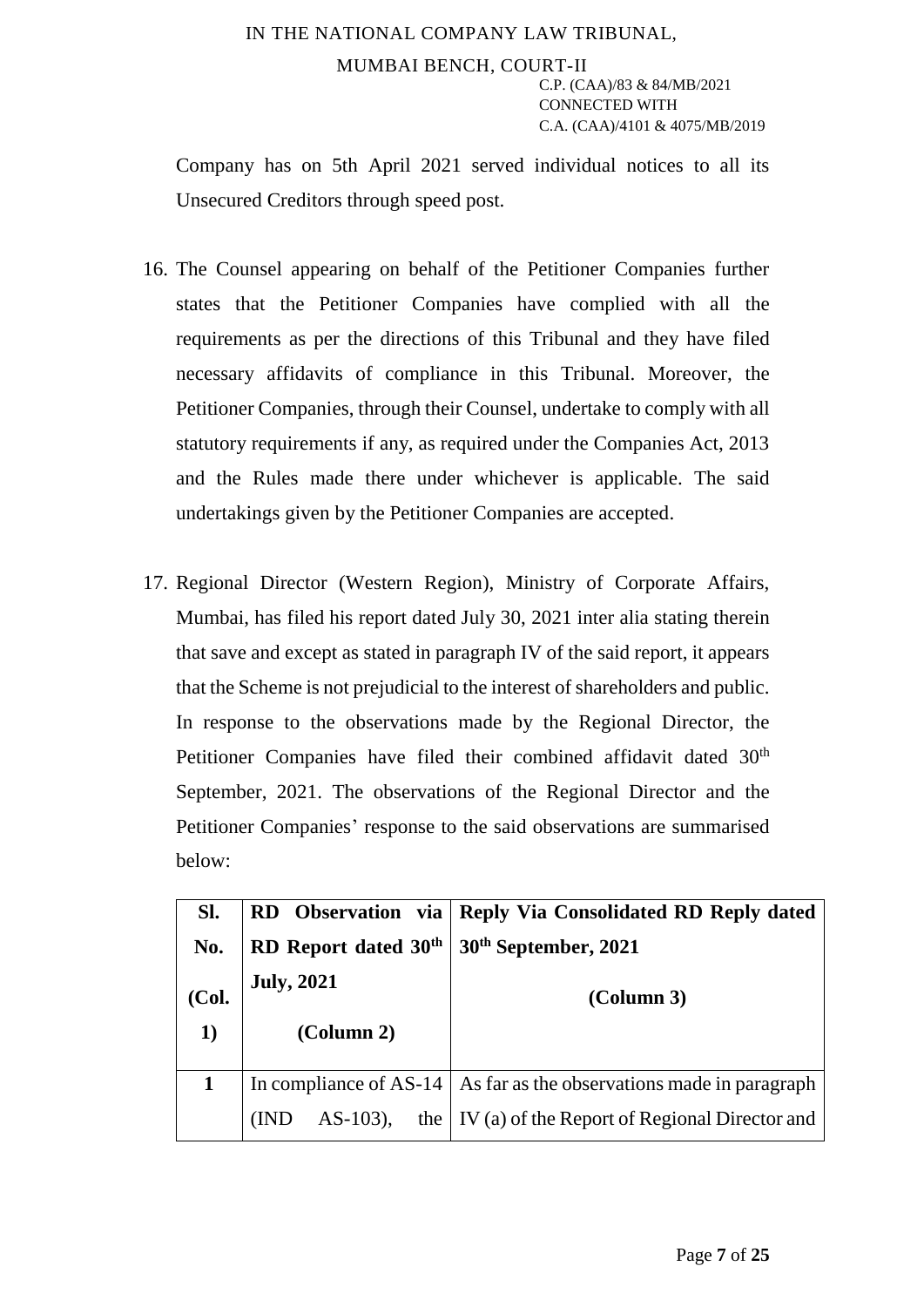Company has on 5th April 2021 served individual notices to all its Unsecured Creditors through speed post.

16. The Counsel appearing on behalf of the Petitioner Companies further states that the Petitioner Companies have complied with all the requirements as per the directions of this Tribunal and they have filed necessary affidavits of compliance in this Tribunal. Moreover, the Petitioner Companies, through their Counsel, undertake to comply with all statutory requirements if any, as required under the Companies Act, 2013 and the Rules made there under whichever is applicable. The said undertakings given by the Petitioner Companies are accepted.

17. Regional Director (Western Region), Ministry of Corporate Affairs, Mumbai, has filed his report dated July 30, 2021 inter alia stating therein that save and except as stated in paragraph IV of the said report, it appears that the Scheme is not prejudicial to the interest of shareholders and public. In response to the observations made by the Regional Director, the Petitioner Companies have filed their combined affidavit dated 30th September, 2021. The observations of the Regional Director and the Petitioner Companies' response to the said observations are summarised below:

| Sl. No. (Col. 1) | RD Observation via RD Report dated 30th July, 2021 (Column 2) | Reply Via Consolidated RD Reply dated 30th September, 2021 (Column 3) |
|---|---|---|
| 1 | In compliance of AS-14 (IND AS-103), the | As far as the observations made in paragraph IV (a) of the Report of Regional Director and |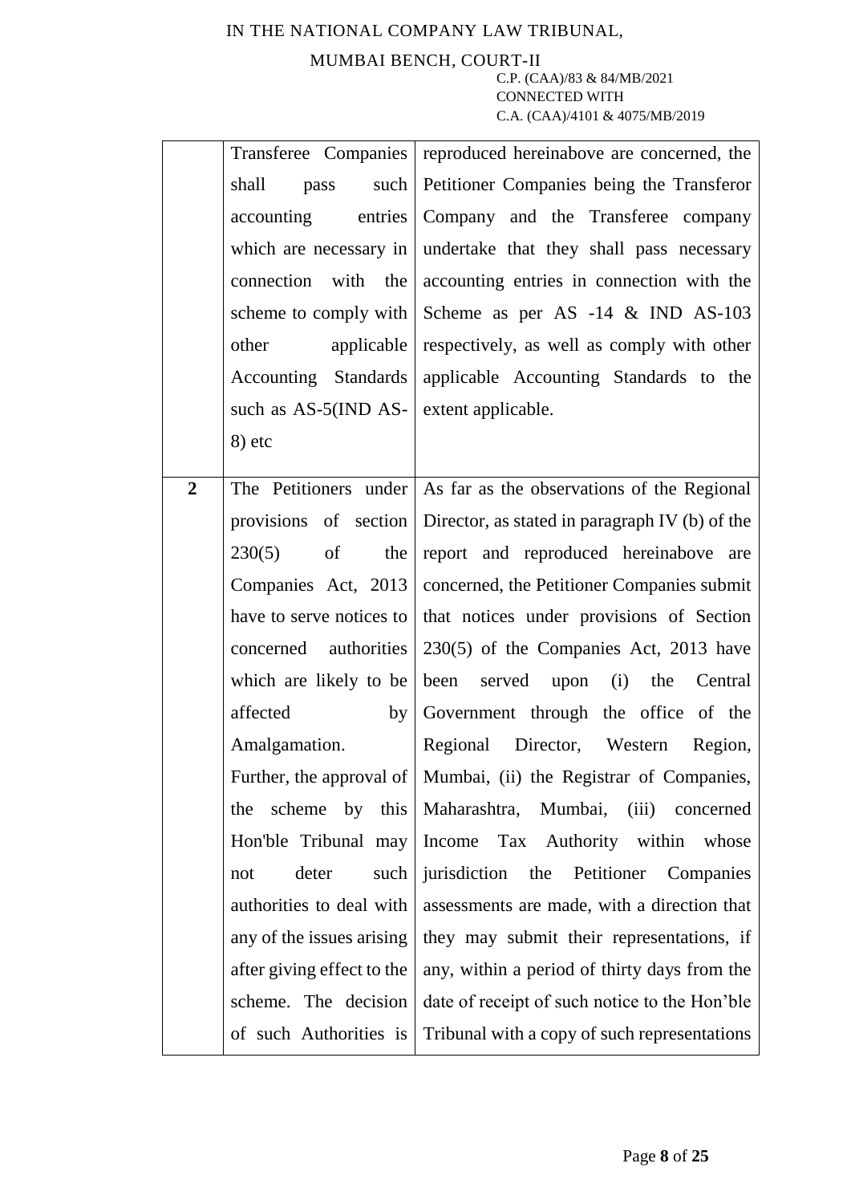| | | |
|---|---|---|
| | Transferee Companies shall pass such accounting entries which are necessary in connection with the scheme to comply with other applicable Accounting Standards such as AS-5(IND AS-8) etc | reproduced hereinabove are concerned, the Petitioner Companies being the Transferor Company and the Transferee company undertake that they shall pass necessary accounting entries in connection with the Scheme as per AS -14 & IND AS-103 respectively, as well as comply with other applicable Accounting Standards to the extent applicable. |
| **2** | The Petitioners under provisions of section 230(5) of the Companies Act, 2013 have to serve notices to concerned authorities which are likely to be affected by Amalgamation. Further, the approval of the scheme by this Hon'ble Tribunal may not deter such authorities to deal with any of the issues arising after giving effect to the scheme. The decision of such Authorities is | As far as the observations of the Regional Director, as stated in paragraph IV (b) of the report and reproduced hereinabove are concerned, the Petitioner Companies submit that notices under provisions of Section 230(5) of the Companies Act, 2013 have been served upon (i) the Central Government through the office of the Regional Director, Western Region, Mumbai, (ii) the Registrar of Companies, Maharashtra, Mumbai, (iii) concerned Income Tax Authority within whose jurisdiction the Petitioner Companies assessments are made, with a direction that they may submit their representations, if any, within a period of thirty days from the date of receipt of such notice to the Hon'ble Tribunal with a copy of such representations |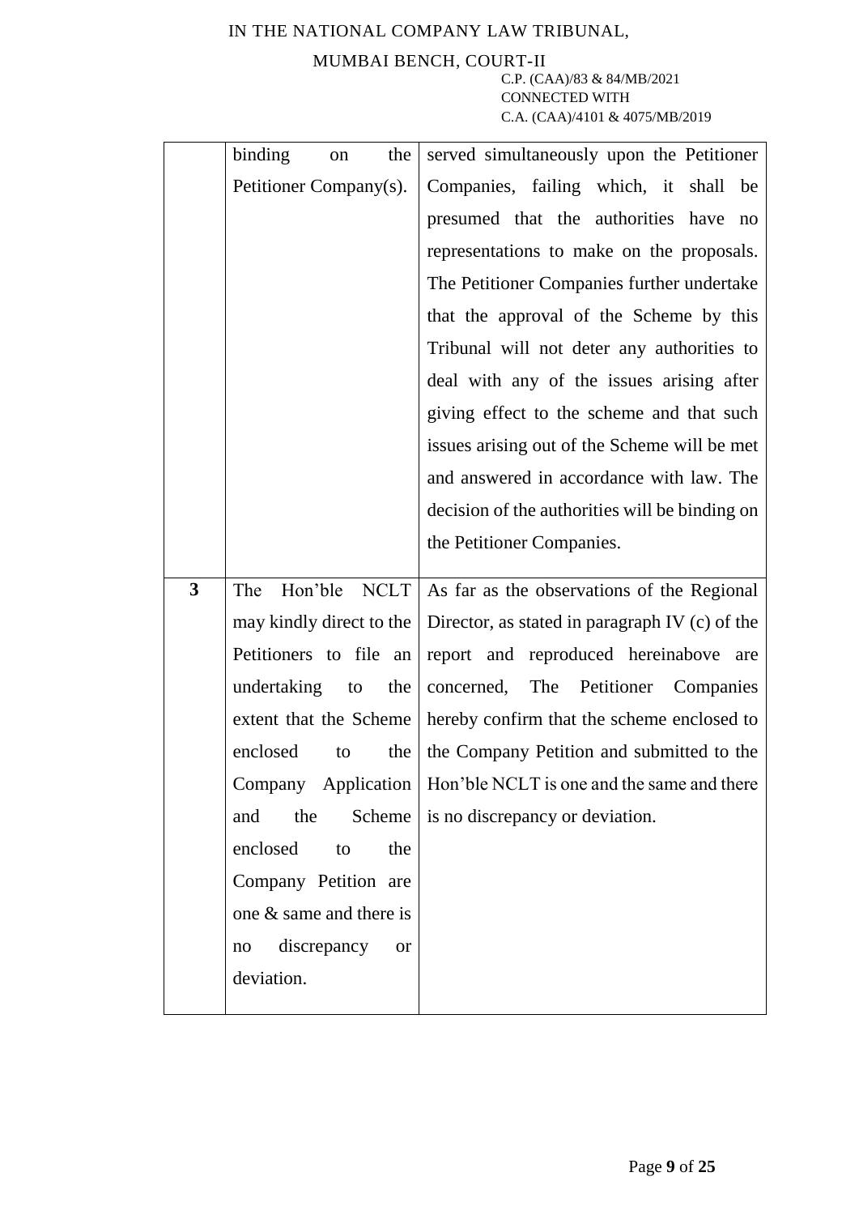| | | |
|---|---|---|
| | binding on the Petitioner Company(s). | served simultaneously upon the Petitioner Companies, failing which, it shall be presumed that the authorities have no representations to make on the proposals. The Petitioner Companies further undertake that the approval of the Scheme by this Tribunal will not deter any authorities to deal with any of the issues arising after giving effect to the scheme and that such issues arising out of the Scheme will be met and answered in accordance with law. The decision of the authorities will be binding on the Petitioner Companies. |
| **3** | The Hon'ble NCLT may kindly direct to the Petitioners to file an undertaking to the extent that the Scheme enclosed to the Company Application and the Scheme enclosed to the Company Petition are one & same and there is no discrepancy or deviation. | As far as the observations of the Regional Director, as stated in paragraph IV (c) of the report and reproduced hereinabove are concerned, The Petitioner Companies hereby confirm that the scheme enclosed to the Company Petition and submitted to the Hon'ble NCLT is one and the same and there is no discrepancy or deviation. |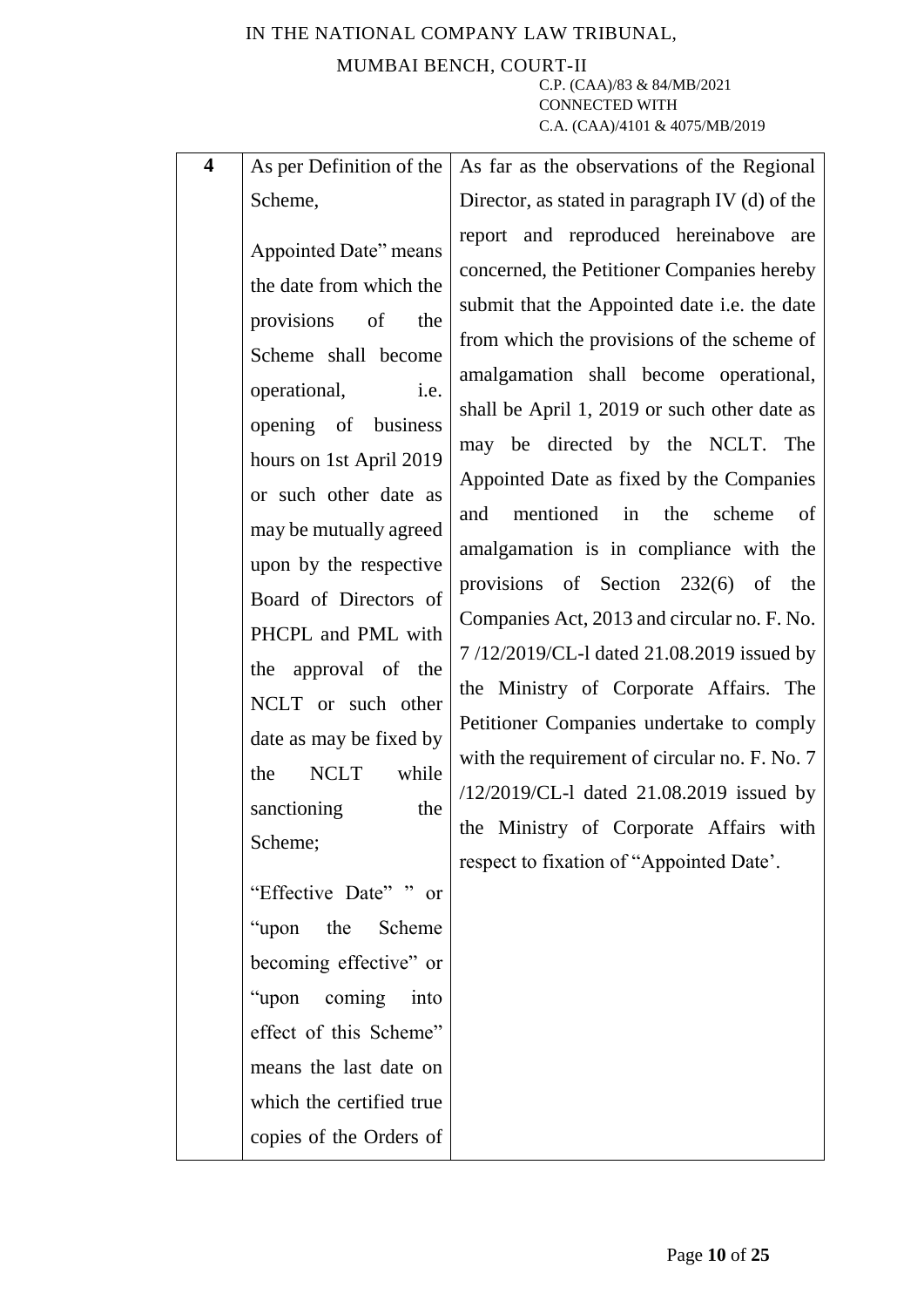| 4 | As per Definition of the Scheme,<br><br>Appointed Date" means the date from which the provisions of the Scheme shall become operational, i.e. opening of business hours on 1st April 2019 or such other date as may be mutually agreed upon by the respective Board of Directors of PHCPL and PML with the approval of the NCLT or such other date as may be fixed by the NCLT while sanctioning the Scheme;<br><br>"Effective Date" " or "upon the Scheme becoming effective" or "upon coming into effect of this Scheme" means the last date on which the certified true copies of the Orders of | As far as the observations of the Regional Director, as stated in paragraph IV (d) of the report and reproduced hereinabove are concerned, the Petitioner Companies hereby submit that the Appointed date i.e. the date from which the provisions of the scheme of amalgamation shall become operational, shall be April 1, 2019 or such other date as may be directed by the NCLT. The Appointed Date as fixed by the Companies and mentioned in the scheme of amalgamation is in compliance with the provisions of Section 232(6) of the Companies Act, 2013 and circular no. F. No. 7 /12/2019/CL-l dated 21.08.2019 issued by the Ministry of Corporate Affairs. The Petitioner Companies undertake to comply with the requirement of circular no. F. No. 7 /12/2019/CL-l dated 21.08.2019 issued by the Ministry of Corporate Affairs with respect to fixation of "Appointed Date'. |
|---|---|---|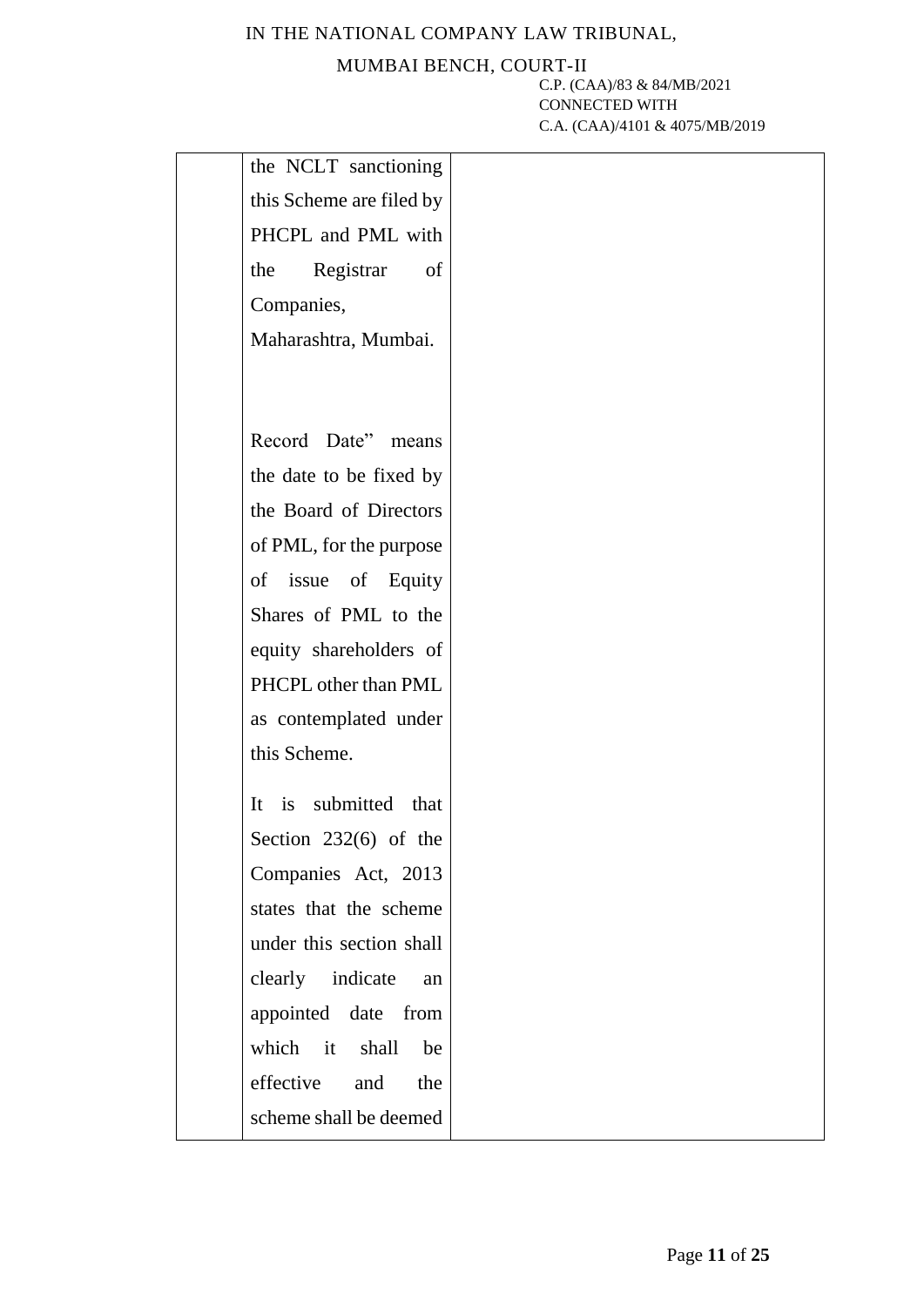|  | the NCLT sanctioning this Scheme are filed by PHCPL and PML with the Registrar of Companies, Maharashtra, Mumbai.<br><br>Record Date" means the date to be fixed by the Board of Directors of PML, for the purpose of issue of Equity Shares of PML to the equity shareholders of PHCPL other than PML as contemplated under this Scheme.<br><br>It is submitted that Section 232(6) of the Companies Act, 2013 states that the scheme under this section shall clearly indicate an appointed date from which it shall be effective and the scheme shall be deemed |  |
|---|---|---|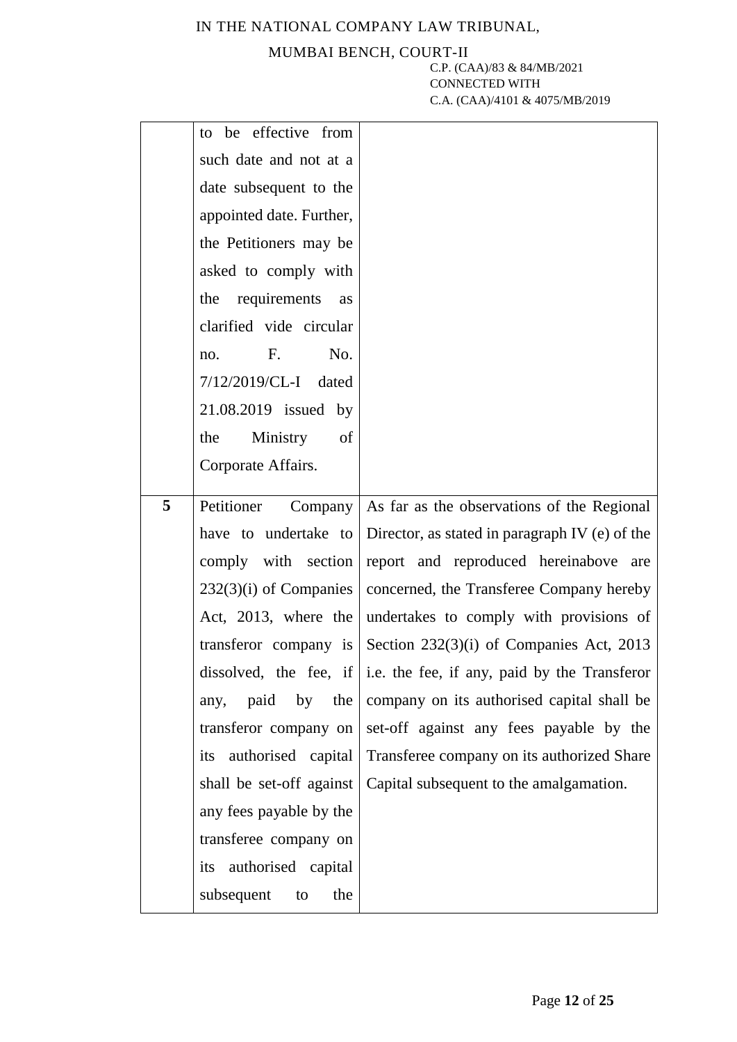| | | |
|---|---|---|
| | to be effective from such date and not at a date subsequent to the appointed date. Further, the Petitioners may be asked to comply with the requirements as clarified vide circular no. F. No. 7/12/2019/CL-I dated 21.08.2019 issued by the Ministry of Corporate Affairs. | |
| **5** | Petitioner Company have to undertake to comply with section 232(3)(i) of Companies Act, 2013, where the transferor company is dissolved, the fee, if any, paid by the transferor company on its authorised capital shall be set-off against any fees payable by the transferee company on its authorised capital subsequent to the | As far as the observations of the Regional Director, as stated in paragraph IV (e) of the report and reproduced hereinabove are concerned, the Transferee Company hereby undertakes to comply with provisions of Section 232(3)(i) of Companies Act, 2013 i.e. the fee, if any, paid by the Transferor company on its authorised capital shall be set-off against any fees payable by the Transferee company on its authorized Share Capital subsequent to the amalgamation. |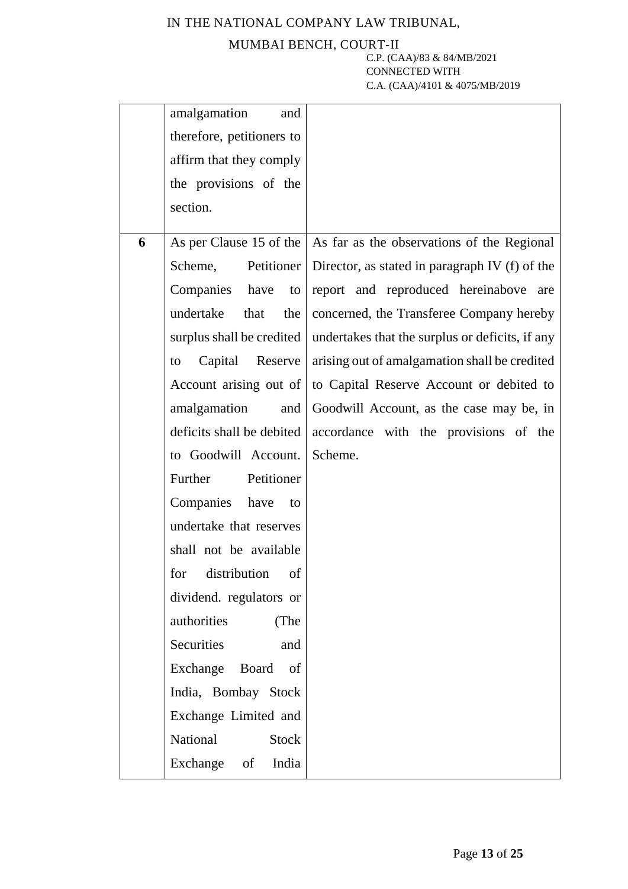| | | |
|---|---|---|
| | amalgamation and therefore, petitioners to affirm that they comply the provisions of the section. | |
| **6** | As per Clause 15 of the Scheme, Petitioner Companies have to undertake that the surplus shall be credited to Capital Reserve Account arising out of amalgamation and deficits shall be debited to Goodwill Account. Further Petitioner Companies have to undertake that reserves shall not be available for distribution of dividend. regulators or authorities (The Securities and Exchange Board of India, Bombay Stock Exchange Limited and National Stock Exchange of India | As far as the observations of the Regional Director, as stated in paragraph IV (f) of the report and reproduced hereinabove are concerned, the Transferee Company hereby undertakes that the surplus or deficits, if any arising out of amalgamation shall be credited to Capital Reserve Account or debited to Goodwill Account, as the case may be, in accordance with the provisions of the Scheme. |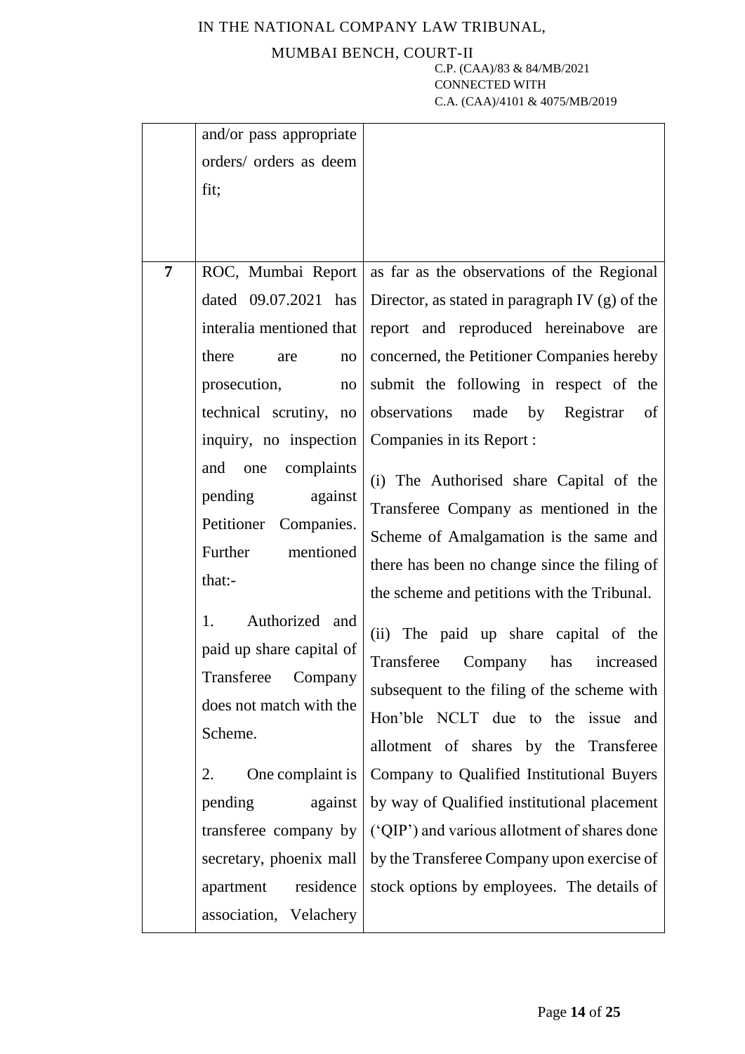| | | |
|---|---|---|
| | and/or pass appropriate orders/ orders as deem fit; | |
| **7** | ROC, Mumbai Report dated 09.07.2021 has interalia mentioned that there are no prosecution, no technical scrutiny, no inquiry, no inspection and one complaints pending against Petitioner Companies. Further mentioned that:-<br><br>1. Authorized and paid up share capital of Transferee Company does not match with the Scheme.<br><br>2. One complaint is pending against transferee company by secretary, phoenix mall apartment residence association, Velachery | as far as the observations of the Regional Director, as stated in paragraph IV (g) of the report and reproduced hereinabove are concerned, the Petitioner Companies hereby submit the following in respect of the observations made by Registrar of Companies in its Report :<br><br>(i) The Authorised share Capital of the Transferee Company as mentioned in the Scheme of Amalgamation is the same and there has been no change since the filing of the scheme and petitions with the Tribunal.<br><br>(ii) The paid up share capital of the Transferee Company has increased subsequent to the filing of the scheme with Hon'ble NCLT due to the issue and allotment of shares by the Transferee Company to Qualified Institutional Buyers by way of Qualified institutional placement ('QIP') and various allotment of shares done by the Transferee Company upon exercise of stock options by employees. The details of |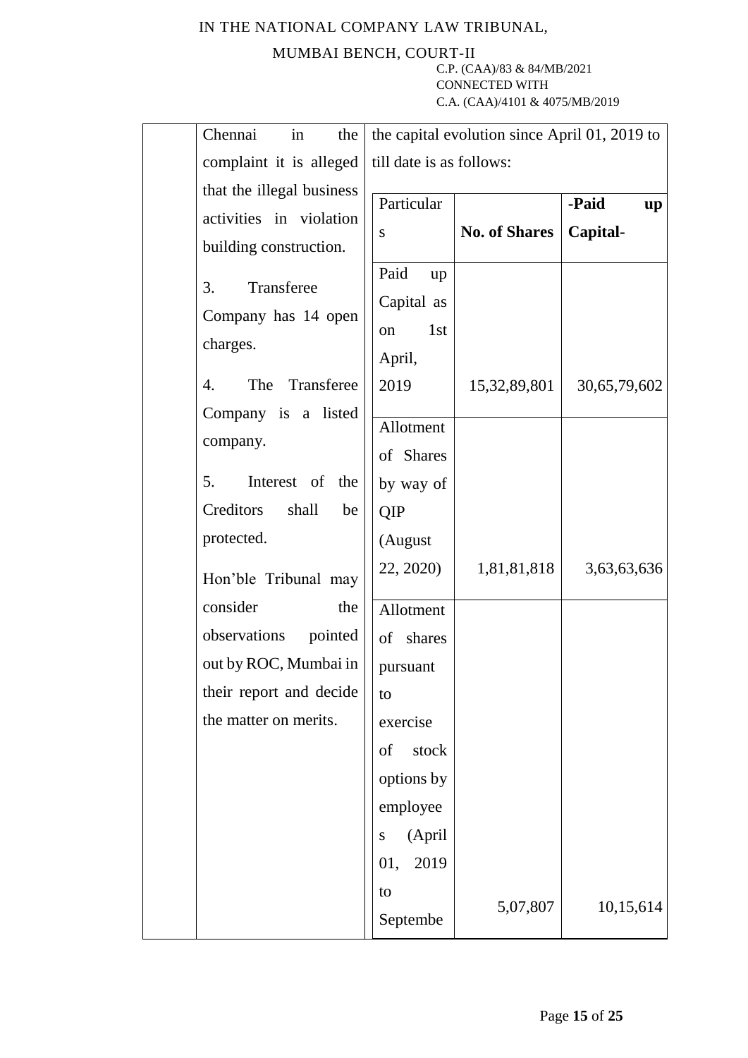| | Chennai in the complaint it is alleged that the illegal business activities in violation building construction.<br><br>3. Transferee Company has 14 open charges.<br><br>4. The Transferee Company is a listed company.<br><br>5. Interest of the Creditors shall be protected.<br><br>Hon'ble Tribunal may consider the observations pointed out by ROC, Mumbai in their report and decide the matter on merits. | the capital evolution since April 01, 2019 to till date is as follows:<br><br>Particulars \| No. of Shares \| -Paid up Capital-<br>Paid up Capital as on 1st April, 2019 \| 15,32,89,801 \| 30,65,79,602<br>Allotment of Shares by way of QIP (August 22, 2020) \| 1,81,81,818 \| 3,63,63,636<br>Allotment of shares pursuant to exercise of stock options by employees (April 01, 2019 to Septembe \| 5,07,807 \| 10,15,614 |
|---|---|---|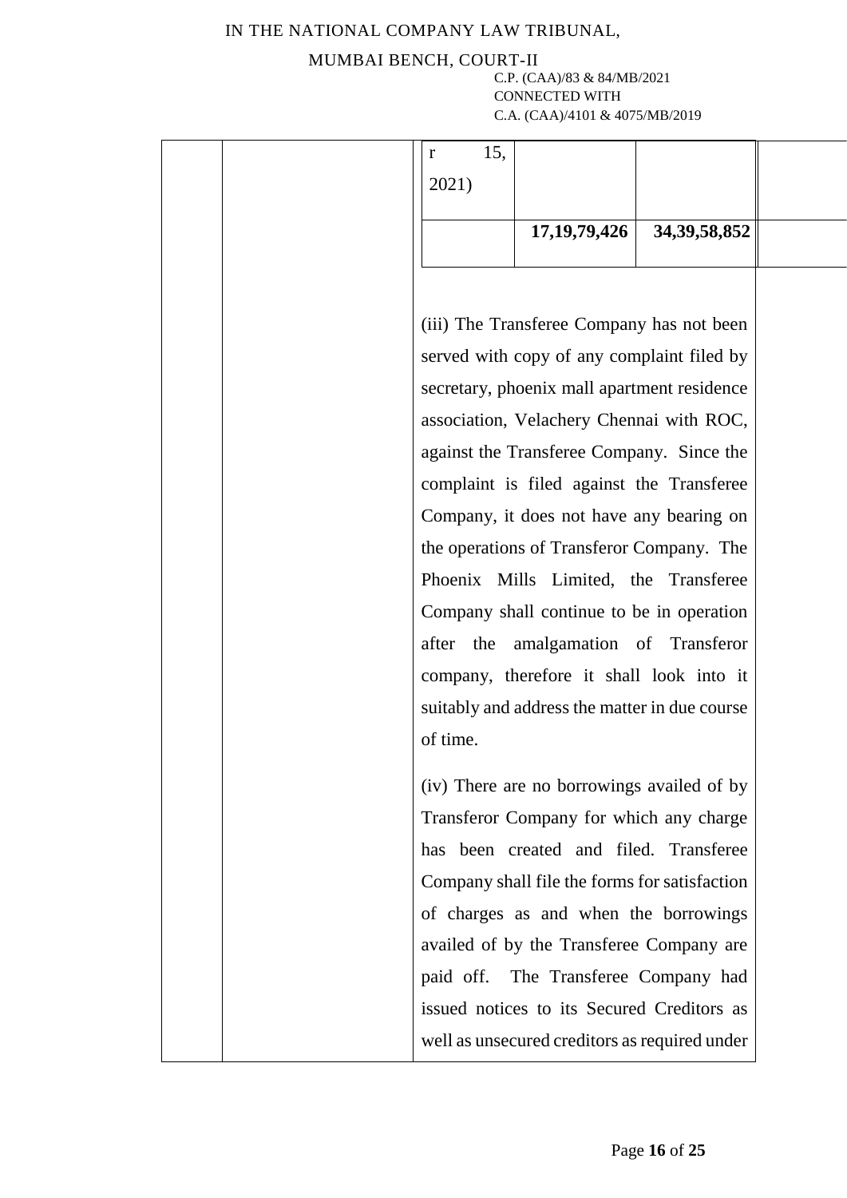IN THE NATIONAL COMPANY LAW TRIBUNAL,

MUMBAI BENCH, COURT-II

C.P. (CAA)/83 & 84/MB/2021
CONNECTED WITH
C.A. (CAA)/4101 & 4075/MB/2019

| | | r 15, 2021) | | | |
|---|---|---|---|---|---|
| | | | **17,19,79,426** | **34,39,58,852** | |

(iii) The Transferee Company has not been served with copy of any complaint filed by secretary, phoenix mall apartment residence association, Velachery Chennai with ROC, against the Transferee Company. Since the complaint is filed against the Transferee Company, it does not have any bearing on the operations of Transferor Company. The Phoenix Mills Limited, the Transferee Company shall continue to be in operation after the amalgamation of Transferor company, therefore it shall look into it suitably and address the matter in due course of time.

(iv) There are no borrowings availed of by Transferor Company for which any charge has been created and filed. Transferee Company shall file the forms for satisfaction of charges as and when the borrowings availed of by the Transferee Company are paid off. The Transferee Company had issued notices to its Secured Creditors as well as unsecured creditors as required under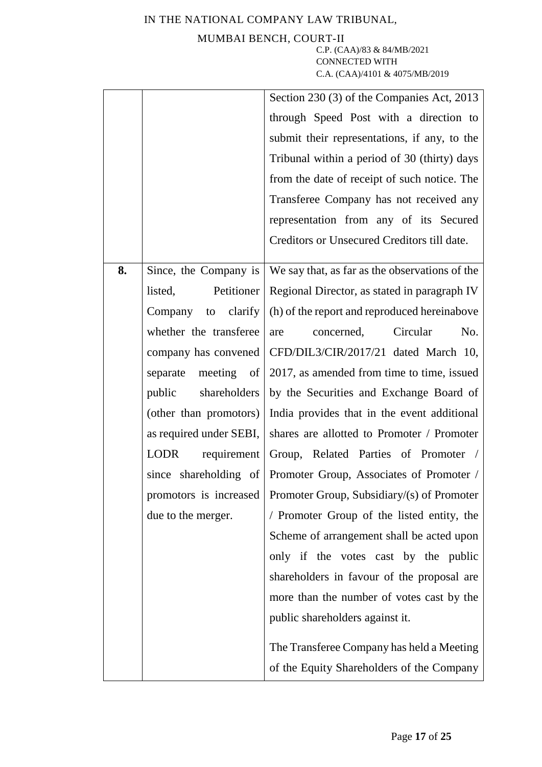| | | |
|---|---|---|
| | | Section 230 (3) of the Companies Act, 2013 through Speed Post with a direction to submit their representations, if any, to the Tribunal within a period of 30 (thirty) days from the date of receipt of such notice. The Transferee Company has not received any representation from any of its Secured Creditors or Unsecured Creditors till date. |
| **8.** | Since, the Company is listed, Petitioner Company to clarify whether the transferee company has convened separate meeting of public shareholders (other than promotors) as required under SEBI, LODR requirement since shareholding of promotors is increased due to the merger. | We say that, as far as the observations of the Regional Director, as stated in paragraph IV (h) of the report and reproduced hereinabove are concerned, Circular No. CFD/DIL3/CIR/2017/21 dated March 10, 2017, as amended from time to time, issued by the Securities and Exchange Board of India provides that in the event additional shares are allotted to Promoter / Promoter Group, Related Parties of Promoter / Promoter Group, Associates of Promoter / Promoter Group, Subsidiary/(s) of Promoter / Promoter Group of the listed entity, the Scheme of arrangement shall be acted upon only if the votes cast by the public shareholders in favour of the proposal are more than the number of votes cast by the public shareholders against it.<br><br>The Transferee Company has held a Meeting of the Equity Shareholders of the Company |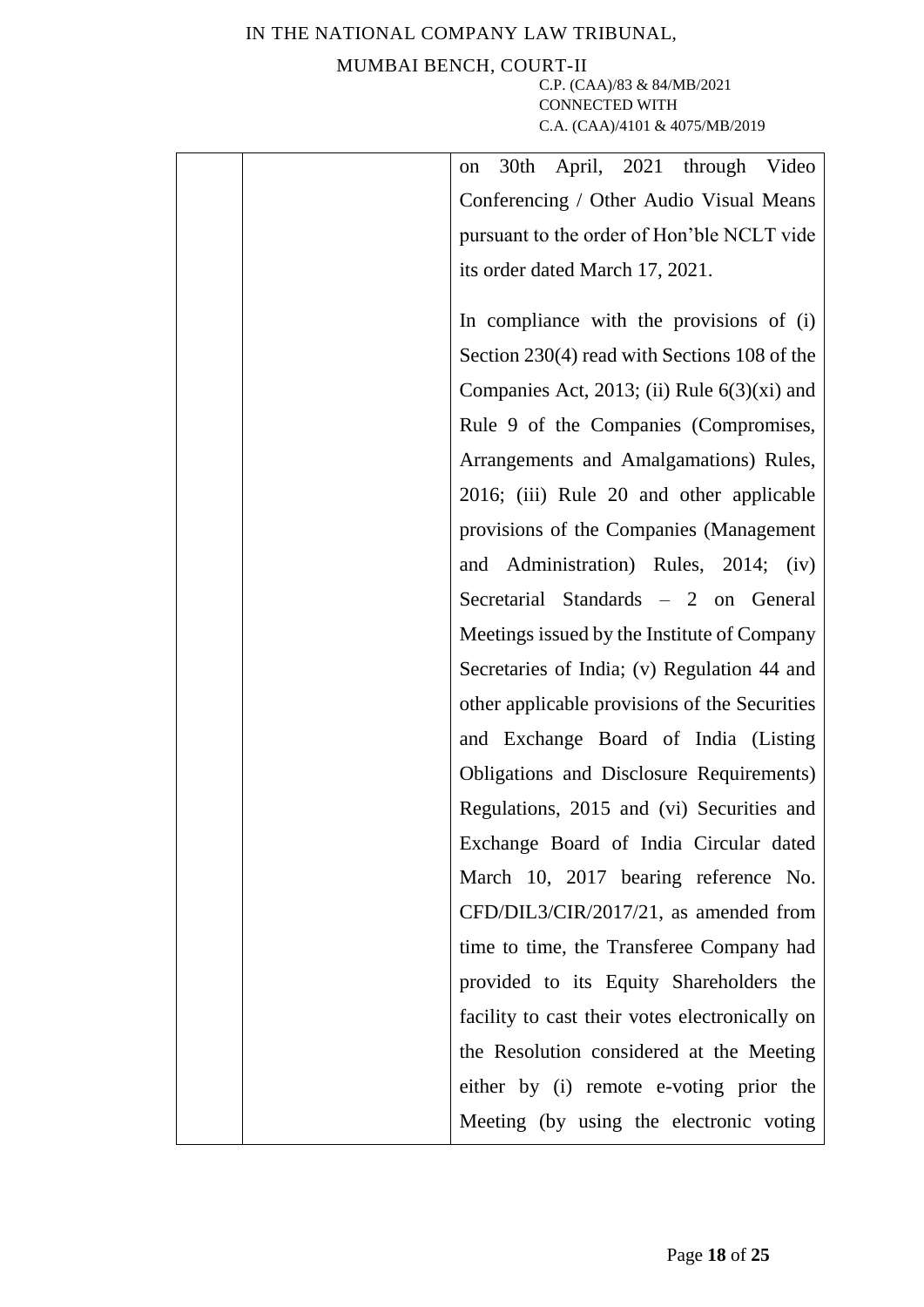| | | on 30th April, 2021 through Video Conferencing / Other Audio Visual Means pursuant to the order of Hon'ble NCLT vide its order dated March 17, 2021.<br><br>In compliance with the provisions of (i) Section 230(4) read with Sections 108 of the Companies Act, 2013; (ii) Rule 6(3)(xi) and Rule 9 of the Companies (Compromises, Arrangements and Amalgamations) Rules, 2016; (iii) Rule 20 and other applicable provisions of the Companies (Management and Administration) Rules, 2014; (iv) Secretarial Standards – 2 on General Meetings issued by the Institute of Company Secretaries of India; (v) Regulation 44 and other applicable provisions of the Securities and Exchange Board of India (Listing Obligations and Disclosure Requirements) Regulations, 2015 and (vi) Securities and Exchange Board of India Circular dated March 10, 2017 bearing reference No. CFD/DIL3/CIR/2017/21, as amended from time to time, the Transferee Company had provided to its Equity Shareholders the facility to cast their votes electronically on the Resolution considered at the Meeting either by (i) remote e-voting prior the Meeting (by using the electronic voting |
|---|---|---|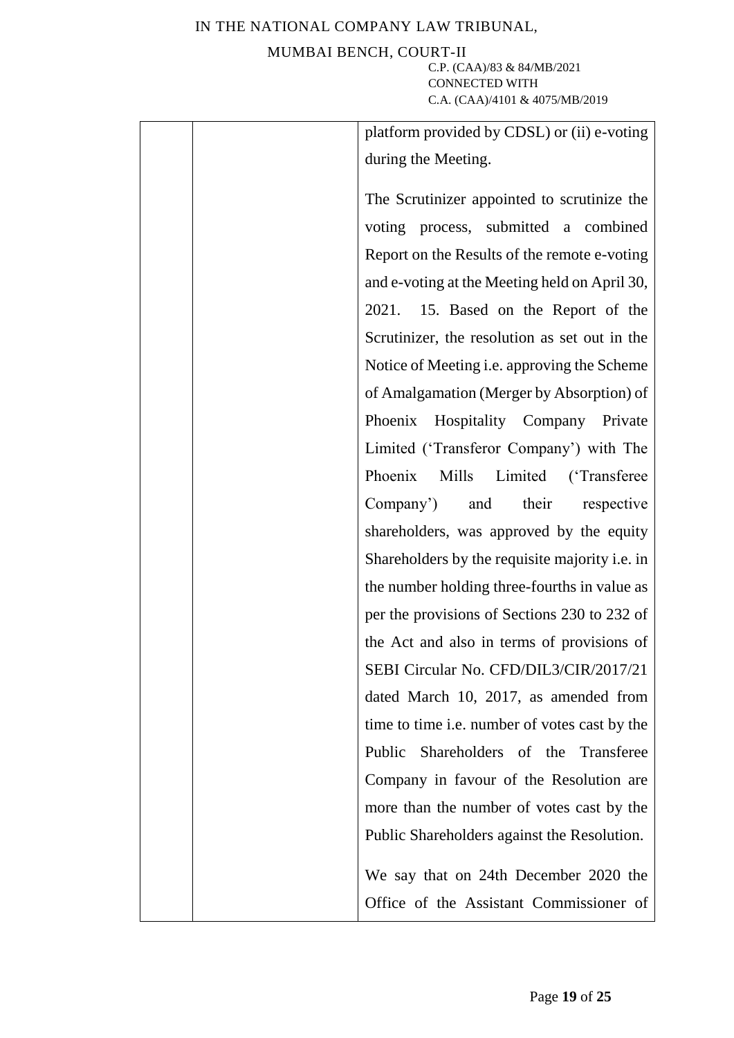| | | platform provided by CDSL) or (ii) e-voting during the Meeting.<br><br>The Scrutinizer appointed to scrutinize the voting process, submitted a combined Report on the Results of the remote e-voting and e-voting at the Meeting held on April 30, 2021. 15. Based on the Report of the Scrutinizer, the resolution as set out in the Notice of Meeting i.e. approving the Scheme of Amalgamation (Merger by Absorption) of Phoenix Hospitality Company Private Limited ('Transferor Company') with The Phoenix Mills Limited ('Transferee Company') and their respective shareholders, was approved by the equity Shareholders by the requisite majority i.e. in the number holding three-fourths in value as per the provisions of Sections 230 to 232 of the Act and also in terms of provisions of SEBI Circular No. CFD/DIL3/CIR/2017/21 dated March 10, 2017, as amended from time to time i.e. number of votes cast by the Public Shareholders of the Transferee Company in favour of the Resolution are more than the number of votes cast by the Public Shareholders against the Resolution.<br><br>We say that on 24th December 2020 the Office of the Assistant Commissioner of |
|---|---|---|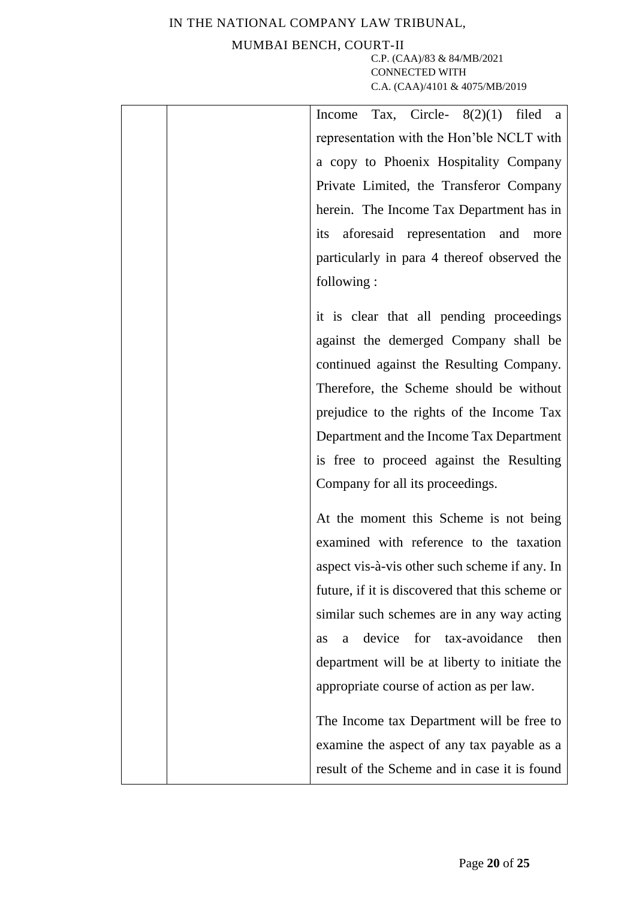| | | Income Tax, Circle- 8(2)(1) filed a representation with the Hon'ble NCLT with a copy to Phoenix Hospitality Company Private Limited, the Transferor Company herein. The Income Tax Department has in its aforesaid representation and more particularly in para 4 thereof observed the following :<br><br>it is clear that all pending proceedings against the demerged Company shall be continued against the Resulting Company. Therefore, the Scheme should be without prejudice to the rights of the Income Tax Department and the Income Tax Department is free to proceed against the Resulting Company for all its proceedings.<br><br>At the moment this Scheme is not being examined with reference to the taxation aspect vis-à-vis other such scheme if any. In future, if it is discovered that this scheme or similar such schemes are in any way acting as a device for tax-avoidance then department will be at liberty to initiate the appropriate course of action as per law.<br><br>The Income tax Department will be free to examine the aspect of any tax payable as a result of the Scheme and in case it is found |
|---|---|---|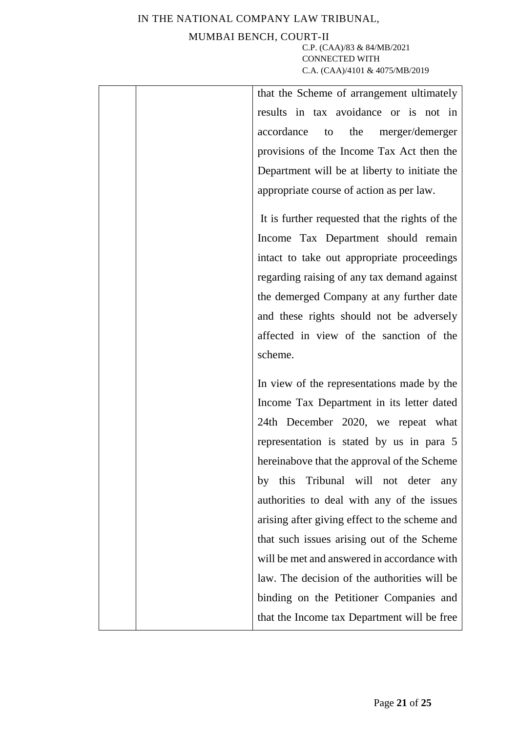|  |  | that the Scheme of arrangement ultimately results in tax avoidance or is not in accordance to the merger/demerger provisions of the Income Tax Act then the Department will be at liberty to initiate the appropriate course of action as per law.<br><br>It is further requested that the rights of the Income Tax Department should remain intact to take out appropriate proceedings regarding raising of any tax demand against the demerged Company at any further date and these rights should not be adversely affected in view of the sanction of the scheme.<br><br>In view of the representations made by the Income Tax Department in its letter dated 24th December 2020, we repeat what representation is stated by us in para 5 hereinabove that the approval of the Scheme by this Tribunal will not deter any authorities to deal with any of the issues arising after giving effect to the scheme and that such issues arising out of the Scheme will be met and answered in accordance with law. The decision of the authorities will be binding on the Petitioner Companies and that the Income tax Department will be free |
|---|---|---|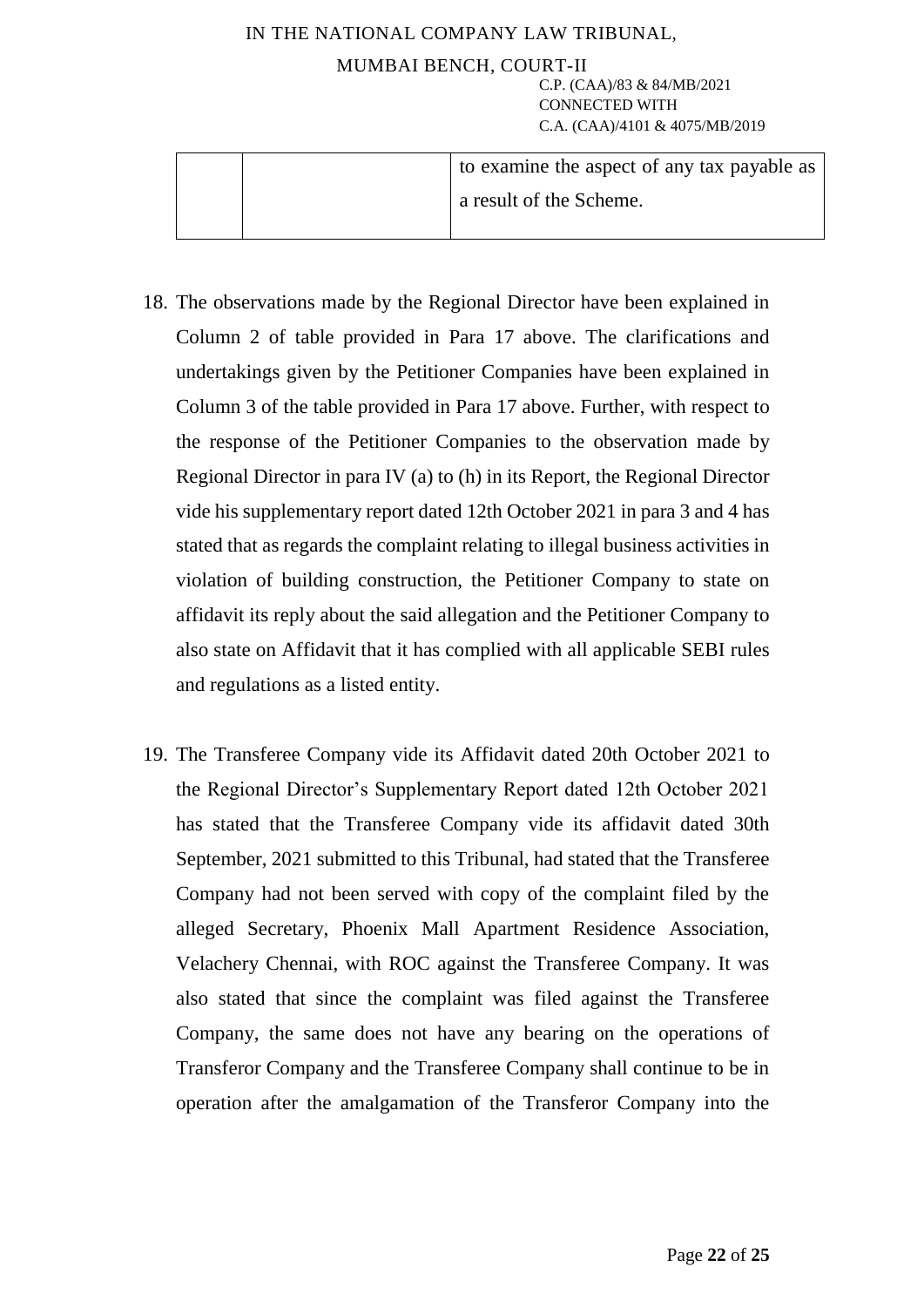| | | to examine the aspect of any tax payable as a result of the Scheme. |
|---|---|---|

18. The observations made by the Regional Director have been explained in Column 2 of table provided in Para 17 above. The clarifications and undertakings given by the Petitioner Companies have been explained in Column 3 of the table provided in Para 17 above. Further, with respect to the response of the Petitioner Companies to the observation made by Regional Director in para IV (a) to (h) in its Report, the Regional Director vide his supplementary report dated 12th October 2021 in para 3 and 4 has stated that as regards the complaint relating to illegal business activities in violation of building construction, the Petitioner Company to state on affidavit its reply about the said allegation and the Petitioner Company to also state on Affidavit that it has complied with all applicable SEBI rules and regulations as a listed entity.

19. The Transferee Company vide its Affidavit dated 20th October 2021 to the Regional Director's Supplementary Report dated 12th October 2021 has stated that the Transferee Company vide its affidavit dated 30th September, 2021 submitted to this Tribunal, had stated that the Transferee Company had not been served with copy of the complaint filed by the alleged Secretary, Phoenix Mall Apartment Residence Association, Velachery Chennai, with ROC against the Transferee Company. It was also stated that since the complaint was filed against the Transferee Company, the same does not have any bearing on the operations of Transferor Company and the Transferee Company shall continue to be in operation after the amalgamation of the Transferor Company into the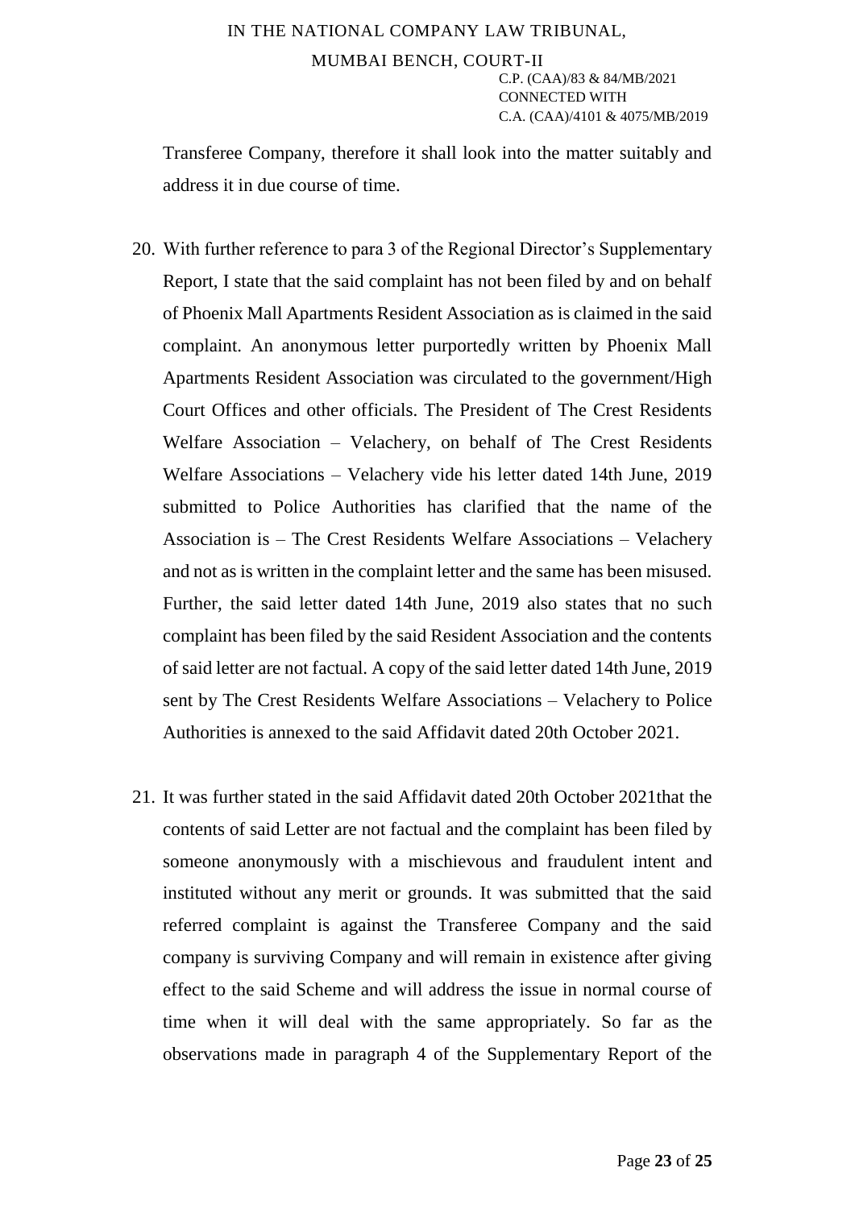Transferee Company, therefore it shall look into the matter suitably and address it in due course of time.

20. With further reference to para 3 of the Regional Director's Supplementary Report, I state that the said complaint has not been filed by and on behalf of Phoenix Mall Apartments Resident Association as is claimed in the said complaint. An anonymous letter purportedly written by Phoenix Mall Apartments Resident Association was circulated to the government/High Court Offices and other officials. The President of The Crest Residents Welfare Association – Velachery, on behalf of The Crest Residents Welfare Associations – Velachery vide his letter dated 14th June, 2019 submitted to Police Authorities has clarified that the name of the Association is – The Crest Residents Welfare Associations – Velachery and not as is written in the complaint letter and the same has been misused. Further, the said letter dated 14th June, 2019 also states that no such complaint has been filed by the said Resident Association and the contents of said letter are not factual. A copy of the said letter dated 14th June, 2019 sent by The Crest Residents Welfare Associations – Velachery to Police Authorities is annexed to the said Affidavit dated 20th October 2021.

21. It was further stated in the said Affidavit dated 20th October 2021that the contents of said Letter are not factual and the complaint has been filed by someone anonymously with a mischievous and fraudulent intent and instituted without any merit or grounds. It was submitted that the said referred complaint is against the Transferee Company and the said company is surviving Company and will remain in existence after giving effect to the said Scheme and will address the issue in normal course of time when it will deal with the same appropriately. So far as the observations made in paragraph 4 of the Supplementary Report of the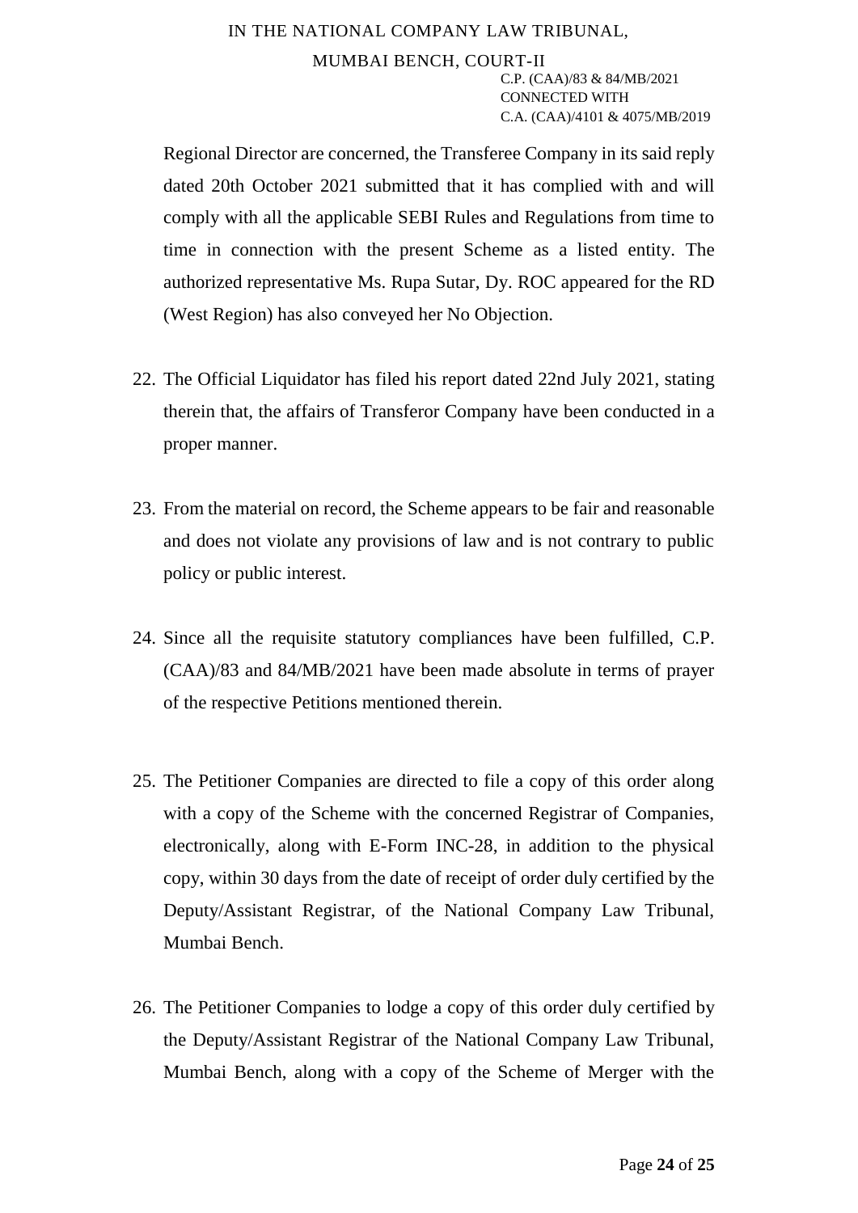Regional Director are concerned, the Transferee Company in its said reply dated 20th October 2021 submitted that it has complied with and will comply with all the applicable SEBI Rules and Regulations from time to time in connection with the present Scheme as a listed entity. The authorized representative Ms. Rupa Sutar, Dy. ROC appeared for the RD (West Region) has also conveyed her No Objection.

22. The Official Liquidator has filed his report dated 22nd July 2021, stating therein that, the affairs of Transferor Company have been conducted in a proper manner.

23. From the material on record, the Scheme appears to be fair and reasonable and does not violate any provisions of law and is not contrary to public policy or public interest.

24. Since all the requisite statutory compliances have been fulfilled, C.P. (CAA)/83 and 84/MB/2021 have been made absolute in terms of prayer of the respective Petitions mentioned therein.

25. The Petitioner Companies are directed to file a copy of this order along with a copy of the Scheme with the concerned Registrar of Companies, electronically, along with E-Form INC-28, in addition to the physical copy, within 30 days from the date of receipt of order duly certified by the Deputy/Assistant Registrar, of the National Company Law Tribunal, Mumbai Bench.

26. The Petitioner Companies to lodge a copy of this order duly certified by the Deputy/Assistant Registrar of the National Company Law Tribunal, Mumbai Bench, along with a copy of the Scheme of Merger with the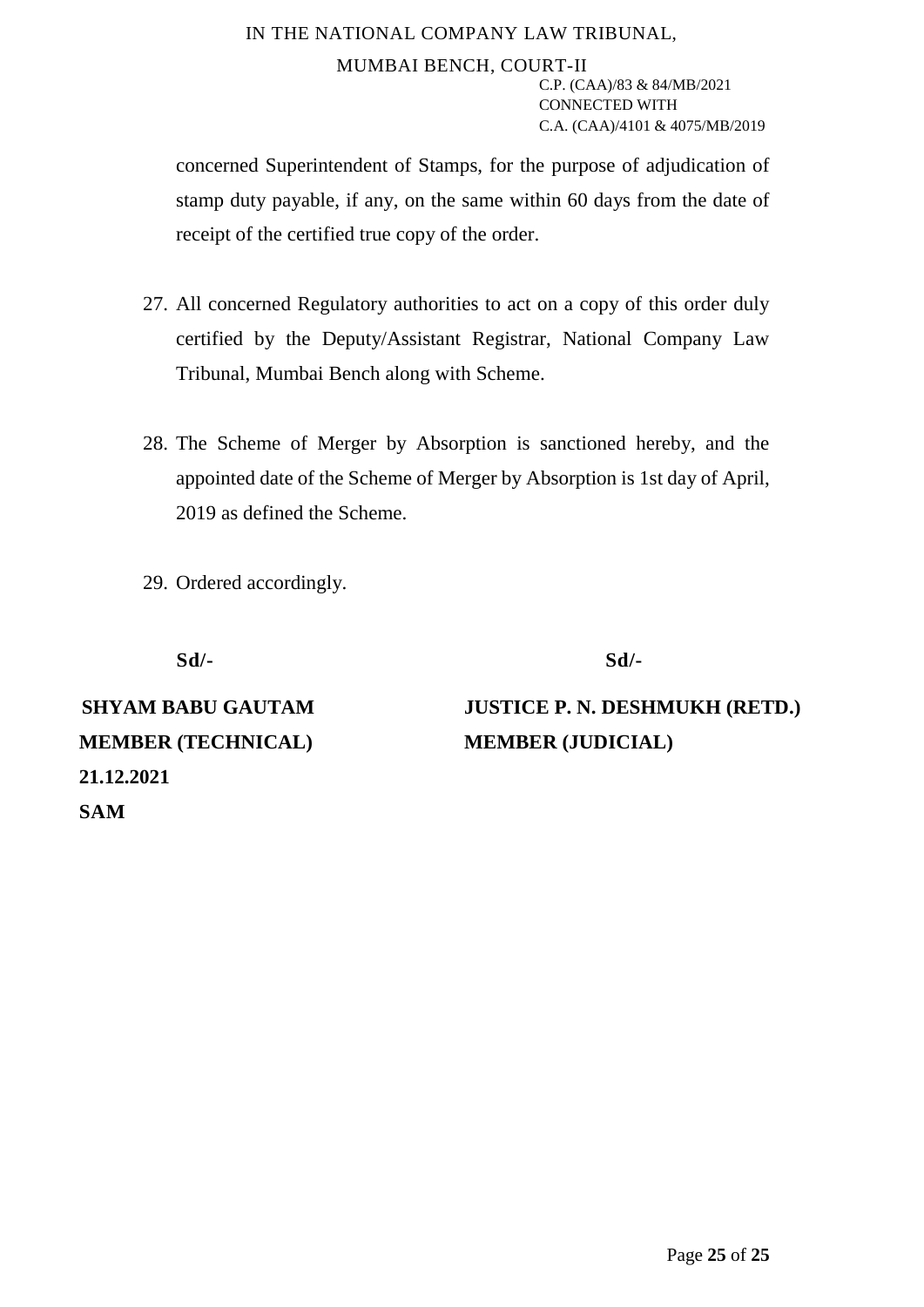concerned Superintendent of Stamps, for the purpose of adjudication of stamp duty payable, if any, on the same within 60 days from the date of receipt of the certified true copy of the order.

27. All concerned Regulatory authorities to act on a copy of this order duly certified by the Deputy/Assistant Registrar, National Company Law Tribunal, Mumbai Bench along with Scheme.

28. The Scheme of Merger by Absorption is sanctioned hereby, and the appointed date of the Scheme of Merger by Absorption is 1st day of April, 2019 as defined the Scheme.

29. Ordered accordingly.

**Sd/-**

**SHYAM BABU GAUTAM**
**MEMBER (TECHNICAL)**

**Sd/-**

**JUSTICE P. N. DESHMUKH (RETD.)**
**MEMBER (JUDICIAL)**

**21.12.2021**
**SAM**